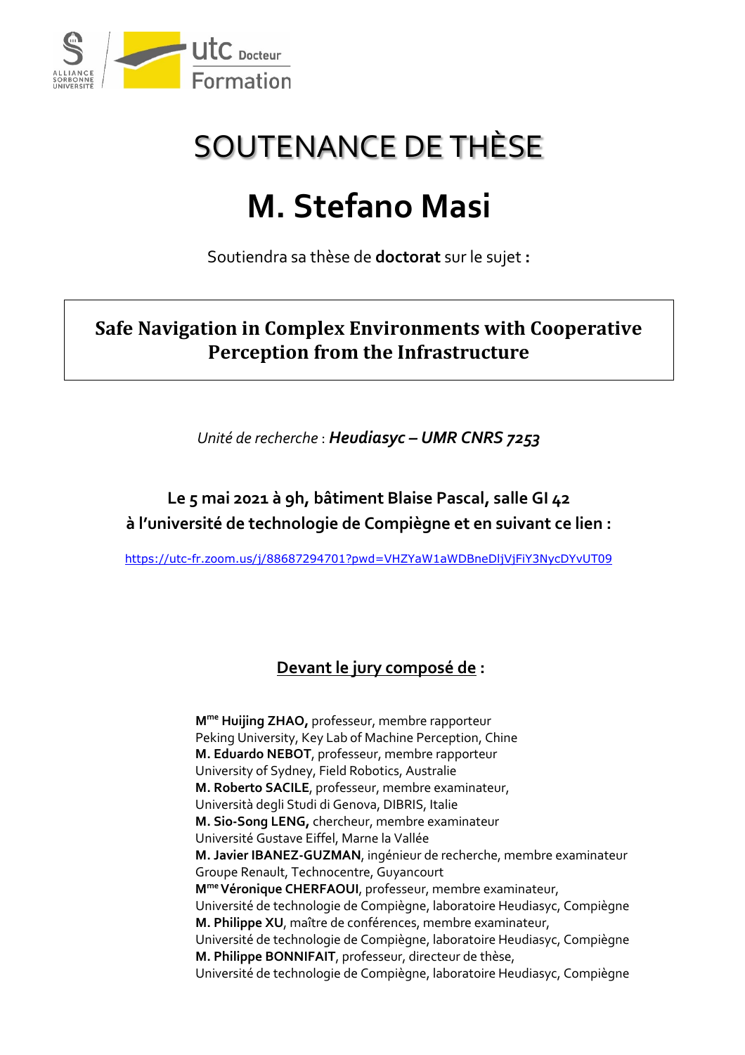# SOUTENANCE DE THÈSE

# M. Stefano Masi

Soutiendra sa thèse de **doctorat** sur le sujet **:**

**Safe Navigation in Complex Environments with Cooperative Perception from the Infrastructure**

*Unité de recherche* : ***Heudiasyc – UMR CNRS 7253***

**Le 5 mai 2021 à 9h, bâtiment Blaise Pascal, salle GI 42**
**à l'université de technologie de Compiègne et en suivant ce lien :**

https://utc-fr.zoom.us/j/88687294701?pwd=VHZYaW1aWDBneDljVjFiY3NycDYvUT09

## Devant le jury composé de :

**Mme Huijing ZHAO,** professeur, membre rapporteur
Peking University, Key Lab of Machine Perception, Chine
**M. Eduardo NEBOT**, professeur, membre rapporteur
University of Sydney, Field Robotics, Australie
**M. Roberto SACILE**, professeur, membre examinateur,
Università degli Studi di Genova, DIBRIS, Italie
**M. Sio-Song LENG,** chercheur, membre examinateur
Université Gustave Eiffel, Marne la Vallée
**M. Javier IBANEZ-GUZMAN**, ingénieur de recherche, membre examinateur
Groupe Renault, Technocentre, Guyancourt
**Mme Véronique CHERFAOUI**, professeur, membre examinateur,
Université de technologie de Compiègne, laboratoire Heudiasyc, Compiègne
**M. Philippe XU**, maître de conférences, membre examinateur,
Université de technologie de Compiègne, laboratoire Heudiasyc, Compiègne
**M. Philippe BONNIFAIT**, professeur, directeur de thèse,
Université de technologie de Compiègne, laboratoire Heudiasyc, Compiègne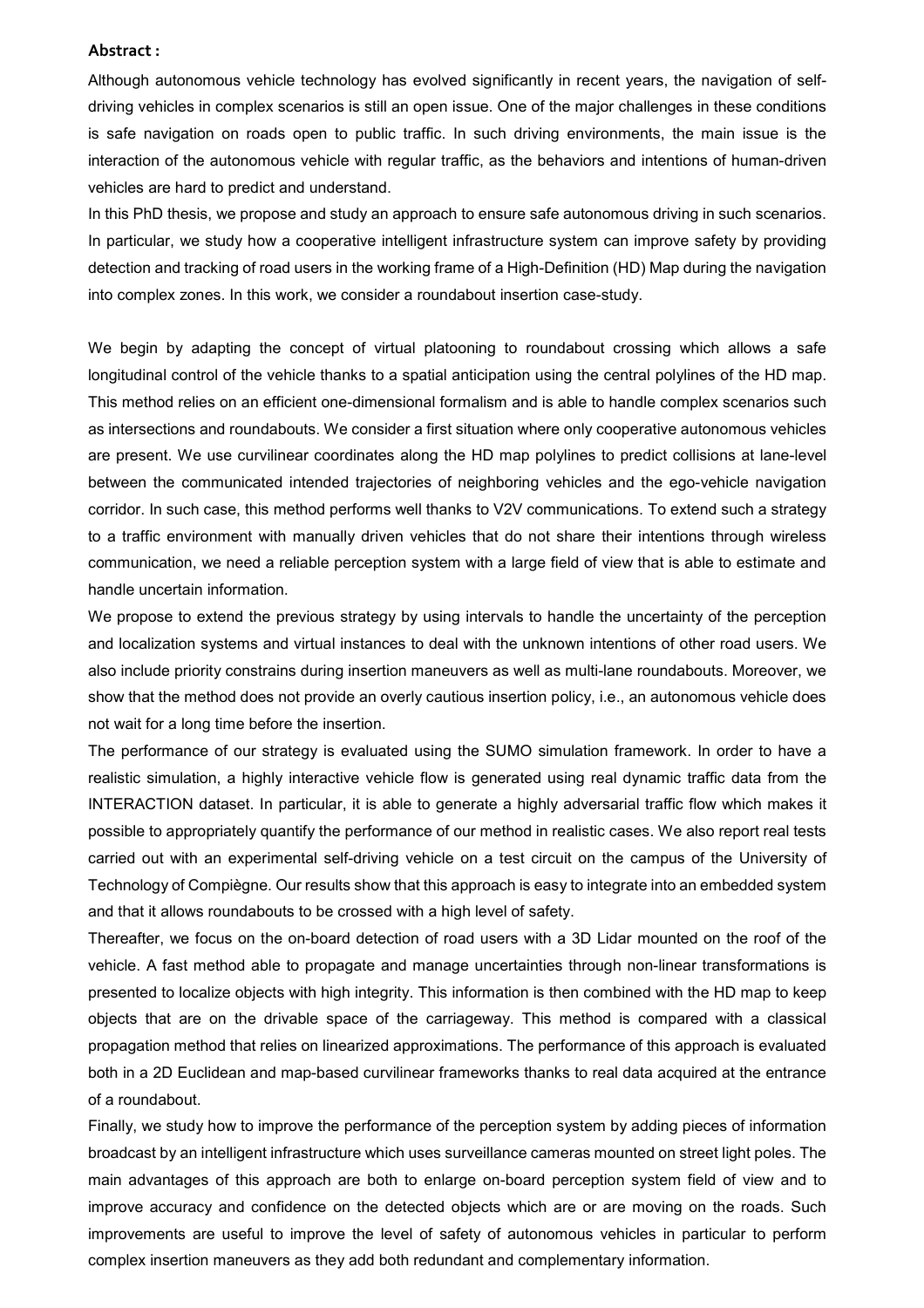**Abstract :**

Although autonomous vehicle technology has evolved significantly in recent years, the navigation of self-driving vehicles in complex scenarios is still an open issue. One of the major challenges in these conditions is safe navigation on roads open to public traffic. In such driving environments, the main issue is the interaction of the autonomous vehicle with regular traffic, as the behaviors and intentions of human-driven vehicles are hard to predict and understand.

In this PhD thesis, we propose and study an approach to ensure safe autonomous driving in such scenarios. In particular, we study how a cooperative intelligent infrastructure system can improve safety by providing detection and tracking of road users in the working frame of a High-Definition (HD) Map during the navigation into complex zones. In this work, we consider a roundabout insertion case-study.

We begin by adapting the concept of virtual platooning to roundabout crossing which allows a safe longitudinal control of the vehicle thanks to a spatial anticipation using the central polylines of the HD map. This method relies on an efficient one-dimensional formalism and is able to handle complex scenarios such as intersections and roundabouts. We consider a first situation where only cooperative autonomous vehicles are present. We use curvilinear coordinates along the HD map polylines to predict collisions at lane-level between the communicated intended trajectories of neighboring vehicles and the ego-vehicle navigation corridor. In such case, this method performs well thanks to V2V communications. To extend such a strategy to a traffic environment with manually driven vehicles that do not share their intentions through wireless communication, we need a reliable perception system with a large field of view that is able to estimate and handle uncertain information.

We propose to extend the previous strategy by using intervals to handle the uncertainty of the perception and localization systems and virtual instances to deal with the unknown intentions of other road users. We also include priority constrains during insertion maneuvers as well as multi-lane roundabouts. Moreover, we show that the method does not provide an overly cautious insertion policy, i.e., an autonomous vehicle does not wait for a long time before the insertion.

The performance of our strategy is evaluated using the SUMO simulation framework. In order to have a realistic simulation, a highly interactive vehicle flow is generated using real dynamic traffic data from the INTERACTION dataset. In particular, it is able to generate a highly adversarial traffic flow which makes it possible to appropriately quantify the performance of our method in realistic cases. We also report real tests carried out with an experimental self-driving vehicle on a test circuit on the campus of the University of Technology of Compiègne. Our results show that this approach is easy to integrate into an embedded system and that it allows roundabouts to be crossed with a high level of safety.

Thereafter, we focus on the on-board detection of road users with a 3D Lidar mounted on the roof of the vehicle. A fast method able to propagate and manage uncertainties through non-linear transformations is presented to localize objects with high integrity. This information is then combined with the HD map to keep objects that are on the drivable space of the carriageway. This method is compared with a classical propagation method that relies on linearized approximations. The performance of this approach is evaluated both in a 2D Euclidean and map-based curvilinear frameworks thanks to real data acquired at the entrance of a roundabout.

Finally, we study how to improve the performance of the perception system by adding pieces of information broadcast by an intelligent infrastructure which uses surveillance cameras mounted on street light poles. The main advantages of this approach are both to enlarge on-board perception system field of view and to improve accuracy and confidence on the detected objects which are or are moving on the roads. Such improvements are useful to improve the level of safety of autonomous vehicles in particular to perform complex insertion maneuvers as they add both redundant and complementary information.